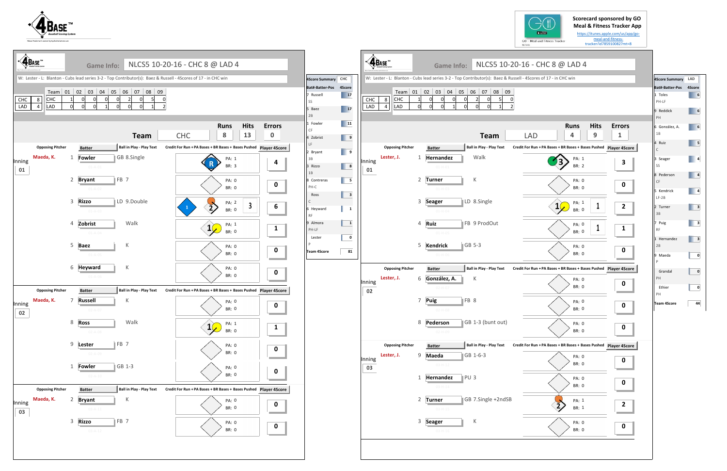4Base™ Baseball Scoring System

Scorecard sponsored by GO Meal & Fitness Tracker App
https://itunes.apple.com/us/app/go-meal-and-fitness-tracker/id785910082?mt=8

## Game Info: NLCS5 10-20-16 - CHC 8 @ LAD 4

W: Lester - L: Blanton - Cubs lead series 3-2 - Top Contributor(s): Baez & Russell - 4Scores of 17 - in CHC win

| | | Team | 01 | 02 | 03 | 04 | 05 | 06 | 07 | 08 | 09 |
|---|---|---|---|---|---|---|---|---|---|---|---|
| CHC | 8 | CHC | 1 | 0 | 0 | 0 | 0 | 2 | 0 | 5 | 0 |
| LAD | 4 | LAD | 0 | 0 | 0 | 1 | 0 | 0 | 0 | 1 | 2 |

### CHC

| Team | Runs | Hits | Errors |
|---|---|---|---|
| CHC | 8 | 13 | 0 |

| Inning | Opposing Pitcher | # | Batter | Ball in Play - Play Text | PA | BR | Bases Pushed | Player 4Score |
|---|---|---|---|---|---|---|---|---|
| 01 | Maeda, K. | 1 | Fowler | GB 8.Single | 1 | 3 | | 4 |
| | | 2 | Bryant | FB 7 | 0 | 0 | | 0 |
| | | 3 | Rizzo | LD 9.Double | 2 | 0 | 3 | 6 |
| | | 4 | Zobrist | Walk | 1 | 0 | | 1 |
| | | 5 | Baez | K | 0 | 0 | | 0 |
| | | 6 | Heyward | K | 0 | 0 | | 0 |
| 02 | Maeda, K. | 7 | Russell | K | 0 | 0 | | 0 |
| | | 8 | Ross | Walk | 1 | 0 | | 1 |
| | | 9 | Lester | FB 7 | 0 | 0 | | 0 |
| | | 1 | Fowler | GB 1-3 | 0 | 0 | | 0 |
| 03 | Maeda, K. | 2 | Bryant | K | 0 | 0 | | 0 |
| | | 3 | Rizzo | FB 7 | 0 | 0 | | 0 |

#### 4Score Summary CHC

| Bat#-Batter-Pos | 4Score |
|---|---|
| 7 Russell SS | 17 |
| 5 Baez 2B | 17 |
| 1 Fowler CF | 11 |
| 4 Zobrist LF | 9 |
| 2 Bryant 3B | 9 |
| 3 Rizzo 1B | 8 |
| 8 Contreras PH-C | 5 |
| Ross C | 3 |
| 6 Heyward RF | 1 |
| 9 Almora PH-LF | 1 |
| Lester P | 0 |
| Team 4Score | 81 |

### LAD

| Team | Runs | Hits | Errors |
|---|---|---|---|
| LAD | 4 | 9 | 1 |

| Inning | Opposing Pitcher | # | Batter | Ball in Play - Play Text | PA | BR | Bases Pushed | Player 4Score |
|---|---|---|---|---|---|---|---|---|
| 01 | Lester, J. | 1 | Hernandez | Walk | 1 | 2 | | 3 |
| | | 2 | Turner | K | 0 | 0 | | 0 |
| | | 3 | Seager | LD 8.Single | 1 | 0 | 1 | 2 |
| | | 4 | Ruiz | FB 9 ProdOut | 0 | 0 | 1 | 1 |
| | | 5 | Kendrick | GB 5-3 | 0 | 0 | | 0 |
| 02 | Lester, J. | 6 | González, A. | K | 0 | 0 | | 0 |
| | | 7 | Puig | FB 8 | 0 | 0 | | 0 |
| | | 8 | Pederson | GB 1-3 (bunt out) | 0 | 0 | | 0 |
| 03 | Lester, J. | 9 | Maeda | GB 1-6-3 | 0 | 0 | | 0 |
| | | 1 | Hernandez | PU 3 | 0 | 0 | | 0 |
| | | 2 | Turner | GB 7.Single +2ndSB | 1 | 1 | | 2 |
| | | 3 | Seager | K | 0 | 0 | | 0 |

#### 4Score Summary LAD

| Bat#-Batter-Pos | 4Score |
|---|---|
| 1 Toles PH-LF | 6 |
| 9 Reddick PH | 6 |
| 6 González, A. 1B | 6 |
| 4 Ruiz C | 5 |
| 3 Seager SS | 4 |
| 8 Pederson CF | 4 |
| 5 Kendrick LF-2B | 4 |
| 2 Turner 3B | 3 |
| 7 Puig RF | 3 |
| 1 Hernandez 2B | 3 |
| 9 Maeda P | 0 |
| Grandal PH | 0 |
| Ethier PH | 0 |
| Team 4Score | 44 |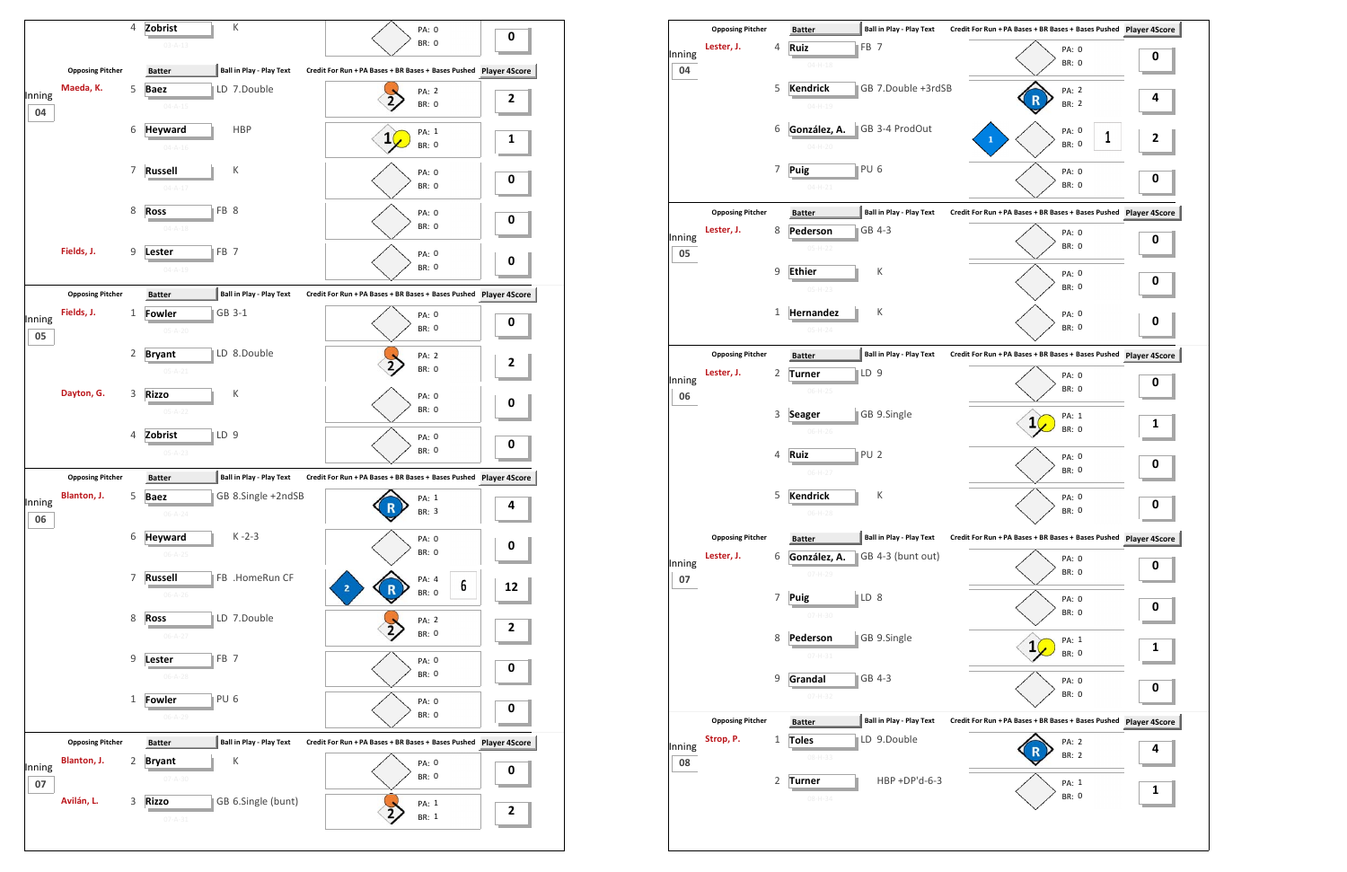| Inning | Opposing Pitcher | # | Batter | Ball in Play - Play Text | PA | BR | Player 4Score |
|---|---|---|---|---|---|---|---|
| | | 4 | Zobrist | K | 0 | 0 | 0 |
| 04 | Maeda, K. | 5 | Baez | LD 7.Double | 2 | 0 | 2 |
| | | 6 | Heyward | HBP | 1 | 0 | 1 |
| | | 7 | Russell | K | 0 | 0 | 0 |
| | | 8 | Ross | FB 8 | 0 | 0 | 0 |
| | Fields, J. | 9 | Lester | FB 7 | 0 | 0 | 0 |
| 05 | Fields, J. | 1 | Fowler | GB 3-1 | 0 | 0 | 0 |
| | | 2 | Bryant | LD 8.Double | 2 | 0 | 2 |
| | Dayton, G. | 3 | Rizzo | K | 0 | 0 | 0 |
| | | 4 | Zobrist | LD 9 | 0 | 0 | 0 |
| 06 | Blanton, J. | 5 | Baez | GB 8.Single +2ndSB | 1 | 3 | 4 |
| | | 6 | Heyward | K -2-3 | 0 | 0 | 0 |
| | | 7 | Russell | FB .HomeRun CF | 4 | 0 | 12 |
| | | 8 | Ross | LD 7.Double | 2 | 0 | 2 |
| | | 9 | Lester | FB 7 | 0 | 0 | 0 |
| | | 1 | Fowler | PU 6 | 0 | 0 | 0 |
| 07 | Blanton, J. | 2 | Bryant | K | 0 | 0 | 0 |
| | Avilán, L. | 3 | Rizzo | GB 6.Single (bunt) | 1 | 1 | 2 |

| Inning | Opposing Pitcher | # | Batter | Ball in Play - Play Text | PA | BR | Player 4Score |
|---|---|---|---|---|---|---|---|
| 04 | Lester, J. | 4 | Ruiz | FB 7 | 0 | 0 | 0 |
| | | 5 | Kendrick | GB 7.Double +3rdSB | 2 | 2 | 4 |
| | | 6 | González, A. | GB 3-4 ProdOut | 0 | 0 | 2 |
| | | 7 | Puig | PU 6 | 0 | 0 | 0 |
| 05 | Lester, J. | 8 | Pederson | GB 4-3 | 0 | 0 | 0 |
| | | 9 | Ethier | K | 0 | 0 | 0 |
| | | 1 | Hernandez | K | 0 | 0 | 0 |
| 06 | Lester, J. | 2 | Turner | LD 9 | 0 | 0 | 0 |
| | | 3 | Seager | GB 9.Single | 1 | 0 | 1 |
| | | 4 | Ruiz | PU 2 | 0 | 0 | 0 |
| | | 5 | Kendrick | K | 0 | 0 | 0 |
| 07 | Lester, J. | 6 | González, A. | GB 4-3 (bunt out) | 0 | 0 | 0 |
| | | 7 | Puig | LD 8 | 0 | 0 | 0 |
| | | 8 | Pederson | GB 9.Single | 1 | 0 | 1 |
| | | 9 | Grandal | GB 4-3 | 0 | 0 | 0 |
| 08 | Strop, P. | 1 | Toles | LD 9.Double | 2 | 2 | 4 |
| | | 2 | Turner | HBP +DP'd-6-3 | 1 | 0 | 1 |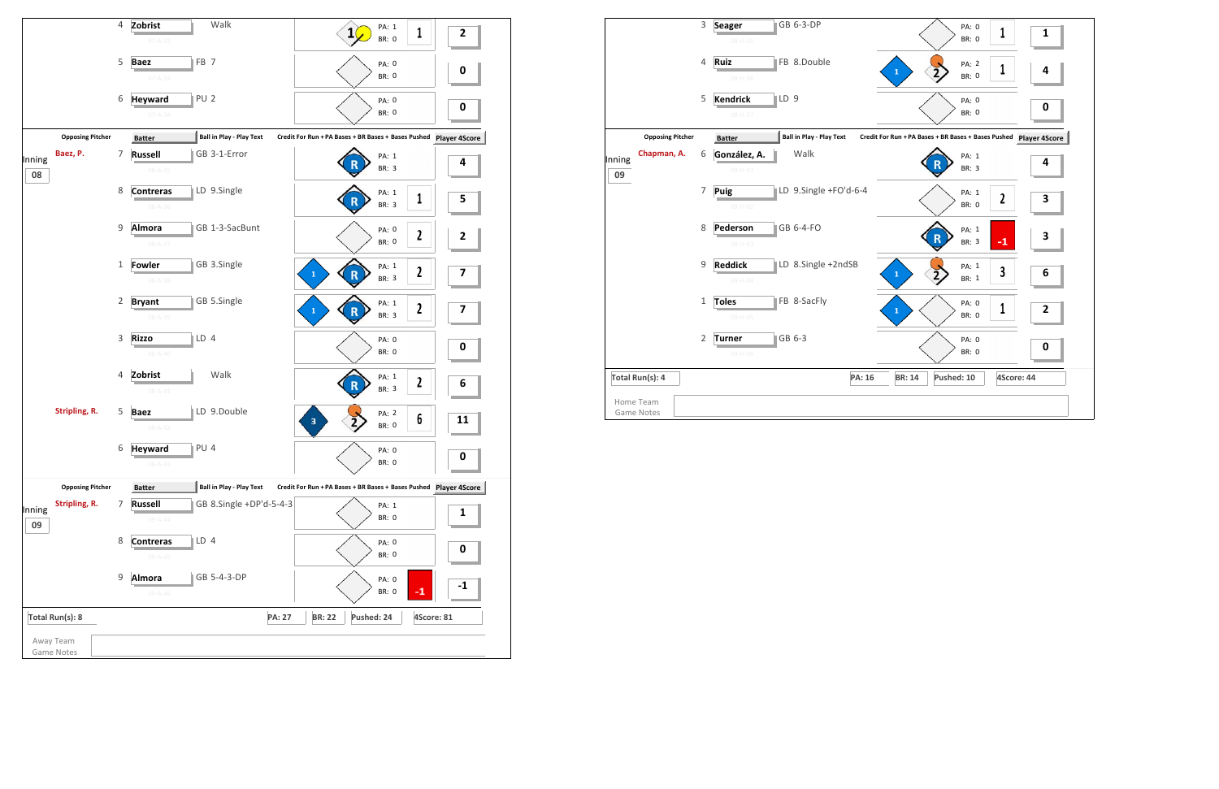## Away Team

| Inning | Opposing Pitcher | # | Batter | Ball in Play - Play Text | PA | BR | Credit For Run + PA Bases + BR Bases + Bases Pushed | Player 4Score |
|---|---|---|---|---|---|---|---|---|
| | | 4 | Zobrist | Walk | 1 | 0 | 1 | 2 |
| | | 5 | Baez | FB 7 | 0 | 0 | | 0 |
| | | 6 | Heyward | PU 2 | 0 | 0 | | 0 |
| 08 | Baez, P. | 7 | Russell | GB 3-1-Error | 1 | 3 | | 4 |
| | | 8 | Contreras | LD 9.Single | 1 | 3 | 1 | 5 |
| | | 9 | Almora | GB 1-3-SacBunt | 0 | 0 | 2 | 2 |
| | | 1 | Fowler | GB 3.Single | 1 | 3 | 2 | 7 |
| | | 2 | Bryant | GB 5.Single | 1 | 3 | 2 | 7 |
| | | 3 | Rizzo | LD 4 | 0 | 0 | | 0 |
| | | 4 | Zobrist | Walk | 1 | 3 | 2 | 6 |
| | Stripling, R. | 5 | Baez | LD 9.Double | 2 | 0 | 6 | 11 |
| | | 6 | Heyward | PU 4 | 0 | 0 | | 0 |
| 09 | Stripling, R. | 7 | Russell | GB 8.Single +DP'd-5-4-3 | 1 | 0 | | 1 |
| | | 8 | Contreras | LD 4 | 0 | 0 | | 0 |
| | | 9 | Almora | GB 5-4-3-DP | 0 | 0 | -1 | -1 |

Total Run(s): 8 | PA: 27 | BR: 22 | Pushed: 24 | 4Score: 81

Away Team Game Notes

## Home Team

| Inning | Opposing Pitcher | # | Batter | Ball in Play - Play Text | PA | BR | Credit For Run + PA Bases + BR Bases + Bases Pushed | Player 4Score |
|---|---|---|---|---|---|---|---|---|
| | | 3 | Seager | GB 6-3-DP | 0 | 0 | 1 | 1 |
| | | 4 | Ruiz | FB 8.Double | 2 | 0 | 1 | 4 |
| | | 5 | Kendrick | LD 9 | 0 | 0 | | 0 |
| 09 | Chapman, A. | 6 | González, A. | Walk | 1 | 3 | | 4 |
| | | 7 | Puig | LD 9.Single +FO'd-6-4 | 1 | 0 | 2 | 3 |
| | | 8 | Pederson | GB 6-4-FO | 1 | 3 | -1 | 3 |
| | | 9 | Reddick | LD 8.Single +2ndSB | 1 | 1 | 3 | 6 |
| | | 1 | Toles | FB 8-SacFly | 0 | 0 | 1 | 2 |
| | | 2 | Turner | GB 6-3 | 0 | 0 | | 0 |

Total Run(s): 4 | PA: 16 | BR: 14 | Pushed: 10 | 4Score: 44

Home Team Game Notes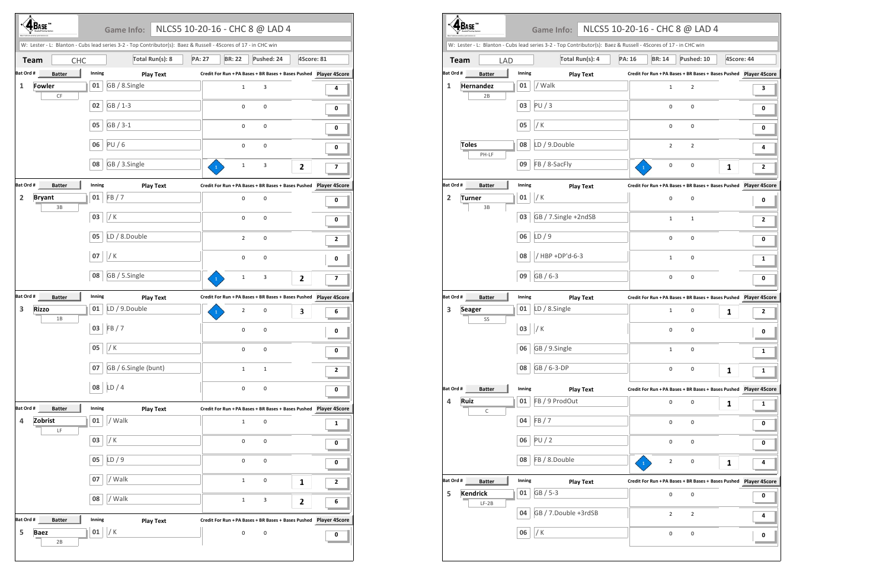**4BASE™**

**Game Info:** NLCS5 10-20-16 - CHC 8 @ LAD 4

W: Lester - L: Blanton - Cubs lead series 3-2 - Top Contributor(s): Baez & Russell - 4Scores of 17 - in CHC win

**Team:** CHC | Total Run(s): 8 | PA: 27 | BR: 22 | Pushed: 24 | 4Score: 81

| Bat Ord # | Batter | Inning | Play Text | Credit For Run | PA Bases | BR Bases | Bases Pushed | Player 4Score |
|---|---|---|---|---|---|---|---|---|
| 1 | Fowler (CF) | 01 | GB / 8.Single | | 1 | 3 | | 4 |
| | | 02 | GB / 1-3 | | 0 | 0 | | 0 |
| | | 05 | GB / 3-1 | | 0 | 0 | | 0 |
| | | 06 | PU / 6 | | 0 | 0 | | 0 |
| | | 08 | GB / 3.Single | 1 | 1 | 3 | 2 | 7 |
| 2 | Bryant (3B) | 01 | FB / 7 | | 0 | 0 | | 0 |
| | | 03 | / K | | 0 | 0 | | 0 |
| | | 05 | LD / 8.Double | | 2 | 0 | | 2 |
| | | 07 | / K | | 0 | 0 | | 0 |
| | | 08 | GB / 5.Single | 1 | 1 | 3 | 2 | 7 |
| 3 | Rizzo (1B) | 01 | LD / 9.Double | 1 | 2 | 0 | 3 | 6 |
| | | 03 | FB / 7 | | 0 | 0 | | 0 |
| | | 05 | / K | | 0 | 0 | | 0 |
| | | 07 | GB / 6.Single (bunt) | | 1 | 1 | | 2 |
| | | 08 | LD / 4 | | 0 | 0 | | 0 |
| 4 | Zobrist (LF) | 01 | / Walk | | 1 | 0 | | 1 |
| | | 03 | / K | | 0 | 0 | | 0 |
| | | 05 | LD / 9 | | 0 | 0 | | 0 |
| | | 07 | / Walk | | 1 | 0 | 1 | 2 |
| | | 08 | / Walk | | 1 | 3 | 2 | 6 |
| 5 | Baez (2B) | 01 | / K | | 0 | 0 | | 0 |

**4BASE™**

**Game Info:** NLCS5 10-20-16 - CHC 8 @ LAD 4

W: Lester - L: Blanton - Cubs lead series 3-2 - Top Contributor(s): Baez & Russell - 4Scores of 17 - in CHC win

**Team:** LAD | Total Run(s): 4 | PA: 16 | BR: 14 | Pushed: 10 | 4Score: 44

| Bat Ord # | Batter | Inning | Play Text | Credit For Run | PA Bases | BR Bases | Bases Pushed | Player 4Score |
|---|---|---|---|---|---|---|---|---|
| 1 | Hernandez (2B) | 01 | / Walk | | 1 | 2 | | 3 |
| | | 03 | PU / 3 | | 0 | 0 | | 0 |
| | | 05 | / K | | 0 | 0 | | 0 |
| | Toles (PH-LF) | 08 | LD / 9.Double | | 2 | 2 | | 4 |
| | | 09 | FB / 8-SacFly | 1 | 0 | 0 | 1 | 2 |
| 2 | Turner (3B) | 01 | / K | | 0 | 0 | | 0 |
| | | 03 | GB / 7.Single +2ndSB | | 1 | 1 | | 2 |
| | | 06 | LD / 9 | | 0 | 0 | | 0 |
| | | 08 | / HBP +DP'd-6-3 | | 1 | 0 | | 1 |
| | | 09 | GB / 6-3 | | 0 | 0 | | 0 |
| 3 | Seager (SS) | 01 | LD / 8.Single | | 1 | 0 | 1 | 2 |
| | | 03 | / K | | 0 | 0 | | 0 |
| | | 06 | GB / 9.Single | | 1 | 0 | | 1 |
| | | 08 | GB / 6-3-DP | | 0 | 0 | 1 | 1 |
| 4 | Ruiz (C) | 01 | FB / 9 ProdOut | | 0 | 0 | 1 | 1 |
| | | 04 | FB / 7 | | 0 | 0 | | 0 |
| | | 06 | PU / 2 | | 0 | 0 | | 0 |
| | | 08 | FB / 8.Double | 1 | 2 | 0 | 1 | 4 |
| 5 | Kendrick (LF-2B) | 01 | GB / 5-3 | | 0 | 0 | | 0 |
| | | 04 | GB / 7.Double +3rdSB | | 2 | 2 | | 4 |
| | | 06 | / K | | 0 | 0 | | 0 |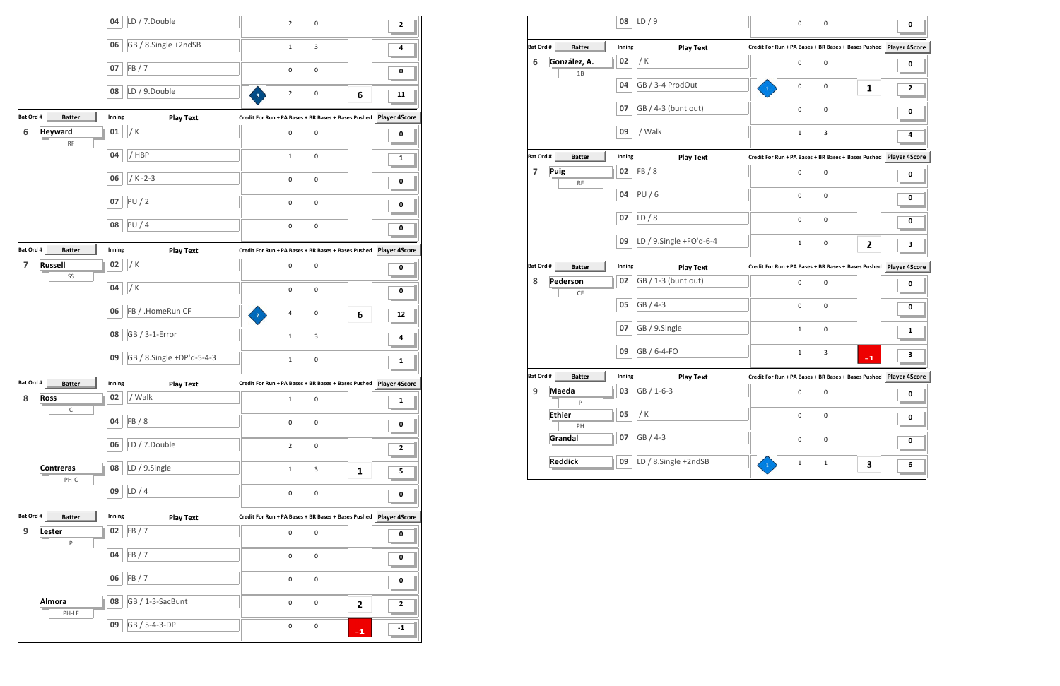| Bat Ord # | Batter | Inning | Play Text | Credit For Run | PA Bases | BR Bases | Bases Pushed | Player 4Score |
|---|---|---|---|---|---|---|---|---|
| | | 04 | LD / 7.Double | | 2 | 0 | | 2 |
| | | 06 | GB / 8.Single +2ndSB | | 1 | 3 | | 4 |
| | | 07 | FB / 7 | | 0 | 0 | | 0 |
| | | 08 | LD / 9.Double | 3 | 2 | 0 | 6 | 11 |

| Bat Ord # | Batter | Inning | Play Text | Credit For Run | PA Bases | BR Bases | Bases Pushed | Player 4Score |
|---|---|---|---|---|---|---|---|---|
| 6 | Heyward (RF) | 01 | / K | | 0 | 0 | | 0 |
| | | 04 | / HBP | | 1 | 0 | | 1 |
| | | 06 | / K -2-3 | | 0 | 0 | | 0 |
| | | 07 | PU / 2 | | 0 | 0 | | 0 |
| | | 08 | PU / 4 | | 0 | 0 | | 0 |

| Bat Ord # | Batter | Inning | Play Text | Credit For Run | PA Bases | BR Bases | Bases Pushed | Player 4Score |
|---|---|---|---|---|---|---|---|---|
| 7 | Russell (SS) | 02 | / K | | 0 | 0 | | 0 |
| | | 04 | / K | | 0 | 0 | | 0 |
| | | 06 | FB / .HomeRun CF | 2 | 4 | 0 | 6 | 12 |
| | | 08 | GB / 3-1-Error | | 1 | 3 | | 4 |
| | | 09 | GB / 8.Single +DP'd-5-4-3 | | 1 | 0 | | 1 |

| Bat Ord # | Batter | Inning | Play Text | Credit For Run | PA Bases | BR Bases | Bases Pushed | Player 4Score |
|---|---|---|---|---|---|---|---|---|
| 8 | Ross (C) | 02 | / Walk | | 1 | 0 | | 1 |
| | | 04 | FB / 8 | | 0 | 0 | | 0 |
| | | 06 | LD / 7.Double | | 2 | 0 | | 2 |
| | Contreras (PH-C) | 08 | LD / 9.Single | | 1 | 3 | 1 | 5 |
| | | 09 | LD / 4 | | 0 | 0 | | 0 |

| Bat Ord # | Batter | Inning | Play Text | Credit For Run | PA Bases | BR Bases | Bases Pushed | Player 4Score |
|---|---|---|---|---|---|---|---|---|
| 9 | Lester (P) | 02 | FB / 7 | | 0 | 0 | | 0 |
| | | 04 | FB / 7 | | 0 | 0 | | 0 |
| | | 06 | FB / 7 | | 0 | 0 | | 0 |
| | Almora (PH-LF) | 08 | GB / 1-3-SacBunt | | 0 | 0 | 2 | 2 |
| | | 09 | GB / 5-4-3-DP | | 0 | 0 | -1 | -1 |

| Bat Ord # | Batter | Inning | Play Text | Credit For Run | PA Bases | BR Bases | Bases Pushed | Player 4Score |
|---|---|---|---|---|---|---|---|---|
| | | 08 | LD / 9 | | 0 | 0 | | 0 |

| Bat Ord # | Batter | Inning | Play Text | Credit For Run | PA Bases | BR Bases | Bases Pushed | Player 4Score |
|---|---|---|---|---|---|---|---|---|
| 6 | González, A. (1B) | 02 | / K | | 0 | 0 | | 0 |
| | | 04 | GB / 3-4 ProdOut | 1 | 0 | 0 | 1 | 2 |
| | | 07 | GB / 4-3 (bunt out) | | 0 | 0 | | 0 |
| | | 09 | / Walk | | 1 | 3 | | 4 |

| Bat Ord # | Batter | Inning | Play Text | Credit For Run | PA Bases | BR Bases | Bases Pushed | Player 4Score |
|---|---|---|---|---|---|---|---|---|
| 7 | Puig (RF) | 02 | FB / 8 | | 0 | 0 | | 0 |
| | | 04 | PU / 6 | | 0 | 0 | | 0 |
| | | 07 | LD / 8 | | 0 | 0 | | 0 |
| | | 09 | LD / 9.Single +FO'd-6-4 | | 1 | 0 | 2 | 3 |

| Bat Ord # | Batter | Inning | Play Text | Credit For Run | PA Bases | BR Bases | Bases Pushed | Player 4Score |
|---|---|---|---|---|---|---|---|---|
| 8 | Pederson (CF) | 02 | GB / 1-3 (bunt out) | | 0 | 0 | | 0 |
| | | 05 | GB / 4-3 | | 0 | 0 | | 0 |
| | | 07 | GB / 9.Single | | 1 | 0 | | 1 |
| | | 09 | GB / 6-4-FO | | 1 | 3 | -1 | 3 |

| Bat Ord # | Batter | Inning | Play Text | Credit For Run | PA Bases | BR Bases | Bases Pushed | Player 4Score |
|---|---|---|---|---|---|---|---|---|
| 9 | Maeda (P) | 03 | GB / 1-6-3 | | 0 | 0 | | 0 |
| | Ethier (PH) | 05 | / K | | 0 | 0 | | 0 |
| | Grandal | 07 | GB / 4-3 | | 0 | 0 | | 0 |
| | Reddick | 09 | LD / 8.Single +2ndSB | 1 | 1 | 1 | 3 | 6 |